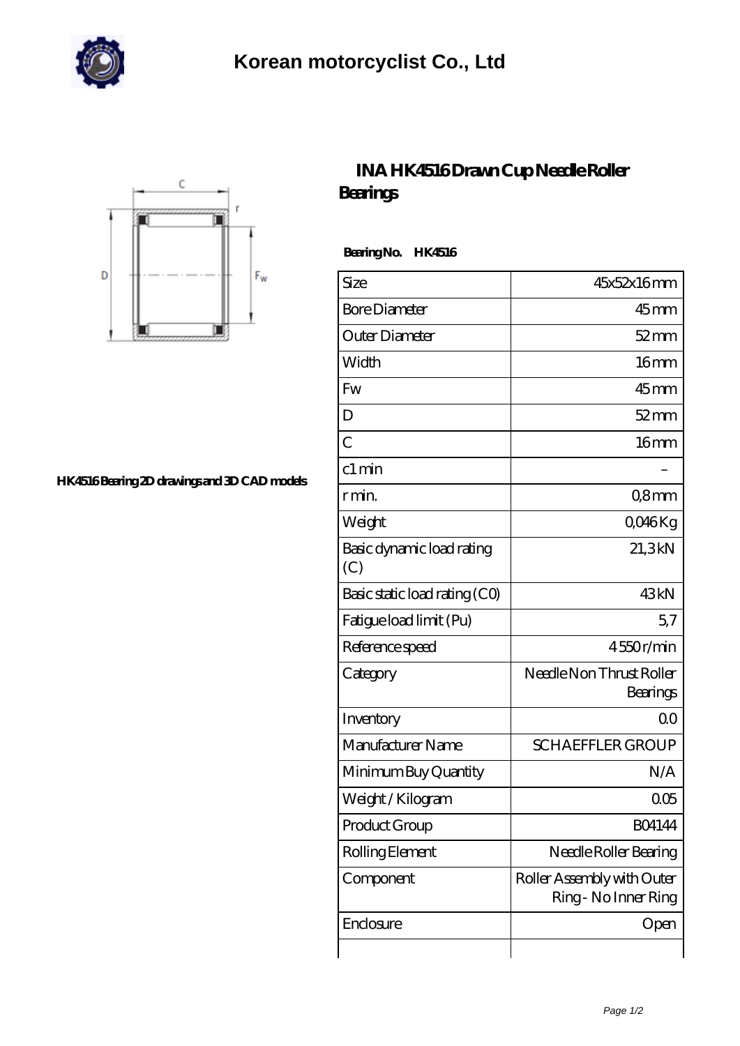# Korean motorcyclist Co., Ltd

HK4516 Bearing 2D drawings and 3D CAD models

## INA HK4516 Drawn Cup Needle Roller Bearings

**Bearing No. HK4516**

| Size | 45x52x16 mm |
|---|---|
| Bore Diameter | 45 mm |
| Outer Diameter | 52 mm |
| Width | 16 mm |
| Fw | 45 mm |
| D | 52 mm |
| C | 16 mm |
| c1 min | – |
| r min. | 0,8 mm |
| Weight | 0,046 Kg |
| Basic dynamic load rating (C) | 21,3 kN |
| Basic static load rating (C0) | 43 kN |
| Fatigue load limit (Pu) | 5,7 |
| Reference speed | 4 550 r/min |
| Category | Needle Non Thrust Roller Bearings |
| Inventory | 0.0 |
| Manufacturer Name | SCHAEFFLER GROUP |
| Minimum Buy Quantity | N/A |
| Weight / Kilogram | 0.05 |
| Product Group | B04144 |
| Rolling Element | Needle Roller Bearing |
| Component | Roller Assembly with Outer Ring - No Inner Ring |
| Enclosure | Open |
| | |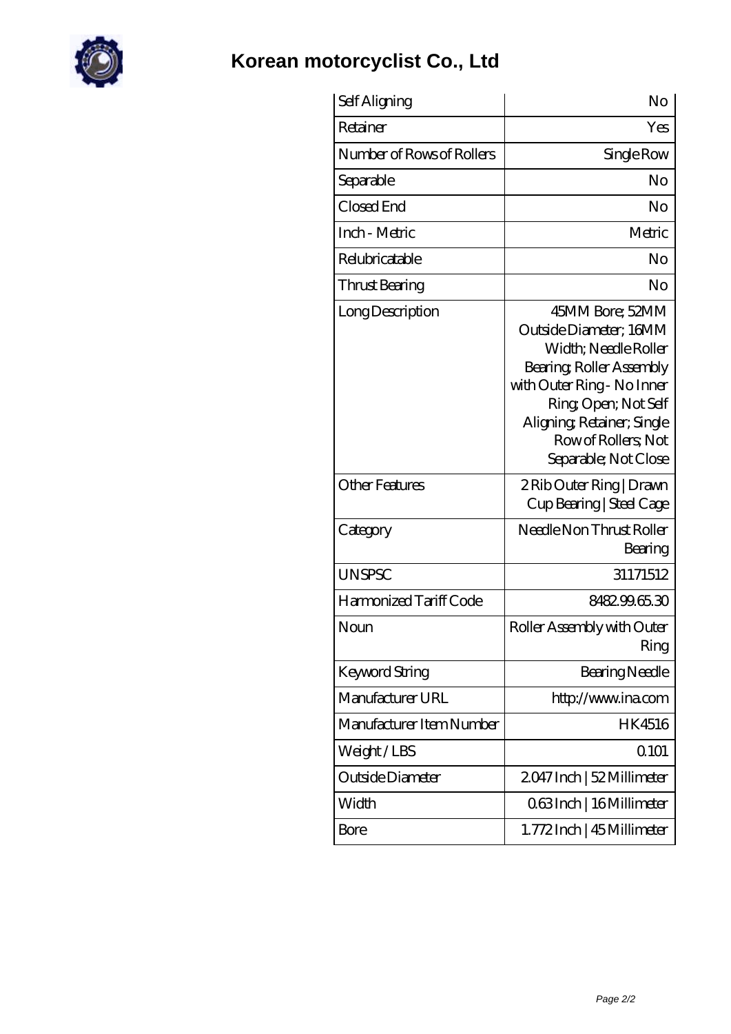# Korean motorcyclist Co., Ltd

| | |
|---|---|
| Self Aligning | No |
| Retainer | Yes |
| Number of Rows of Rollers | Single Row |
| Separable | No |
| Closed End | No |
| Inch - Metric | Metric |
| Relubricatable | No |
| Thrust Bearing | No |
| Long Description | 45MM Bore; 52MM Outside Diameter; 16MM Width; Needle Roller Bearing; Roller Assembly with Outer Ring - No Inner Ring; Open; Not Self Aligning; Retainer; Single Row of Rollers; Not Separable; Not Close |
| Other Features | 2 Rib Outer Ring \| Drawn Cup Bearing \| Steel Cage |
| Category | Needle Non Thrust Roller Bearing |
| UNSPSC | 31171512 |
| Harmonized Tariff Code | 8482.99.65.30 |
| Noun | Roller Assembly with Outer Ring |
| Keyword String | Bearing Needle |
| Manufacturer URL | http://www.ina.com |
| Manufacturer Item Number | HK4516 |
| Weight / LBS | 0.101 |
| Outside Diameter | 2.047 Inch \| 52 Millimeter |
| Width | 0.63 Inch \| 16 Millimeter |
| Bore | 1.772 Inch \| 45 Millimeter |